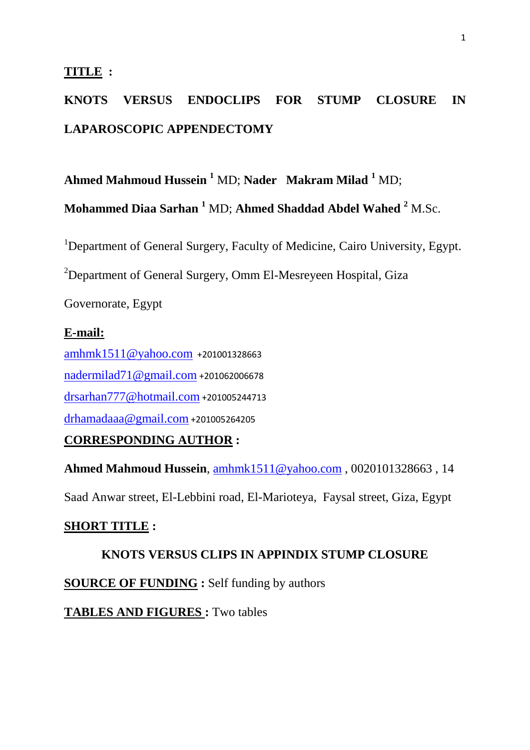**TITLE :**

# KNOTS VERSUS ENDOCLIPS FOR STUMP CLOSURE IN LAPAROSCOPIC APPENDECTOMY

**Ahmed Mahmoud Hussein** [1] MD; **Nader Makram Milad** [1] MD; **Mohammed Diaa Sarhan** [1] MD; **Ahmed Shaddad Abdel Wahed** [2] M.Sc.

[1]Department of General Surgery, Faculty of Medicine, Cairo University, Egypt.

[2]Department of General Surgery, Omm El-Mesreyeen Hospital, Giza Governorate, Egypt

**E-mail:**

amhmk1511@yahoo.com +201001328663

nadermilad71@gmail.com +201062006678

drsarhan777@hotmail.com +201005244713

drhamadaaa@gmail.com +201005264205

**CORRESPONDING AUTHOR :**

**Ahmed Mahmoud Hussein**, amhmk1511@yahoo.com , 0020101328663 , 14 Saad Anwar street, El-Lebbini road, El-Marioteya, Faysal street, Giza, Egypt

**SHORT TITLE :**

**KNOTS VERSUS CLIPS IN APPINDIX STUMP CLOSURE**

**SOURCE OF FUNDING :** Self funding by authors

**TABLES AND FIGURES :** Two tables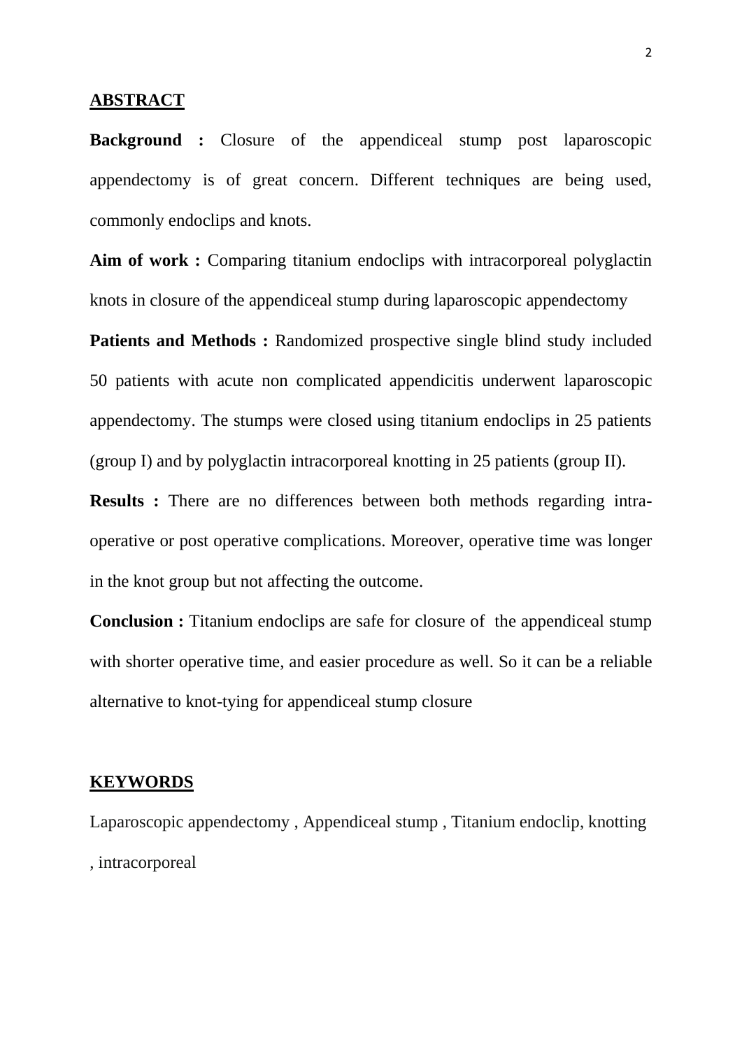## ABSTRACT

**Background :** Closure of the appendiceal stump post laparoscopic appendectomy is of great concern. Different techniques are being used, commonly endoclips and knots.

**Aim of work :** Comparing titanium endoclips with intracorporeal polyglactin knots in closure of the appendiceal stump during laparoscopic appendectomy

**Patients and Methods :** Randomized prospective single blind study included 50 patients with acute non complicated appendicitis underwent laparoscopic appendectomy. The stumps were closed using titanium endoclips in 25 patients (group I) and by polyglactin intracorporeal knotting in 25 patients (group II).

**Results :** There are no differences between both methods regarding intra-operative or post operative complications. Moreover, operative time was longer in the knot group but not affecting the outcome.

**Conclusion :** Titanium endoclips are safe for closure of the appendiceal stump with shorter operative time, and easier procedure as well. So it can be a reliable alternative to knot-tying for appendiceal stump closure

## KEYWORDS

Laparoscopic appendectomy , Appendiceal stump , Titanium endoclip, knotting , intracorporeal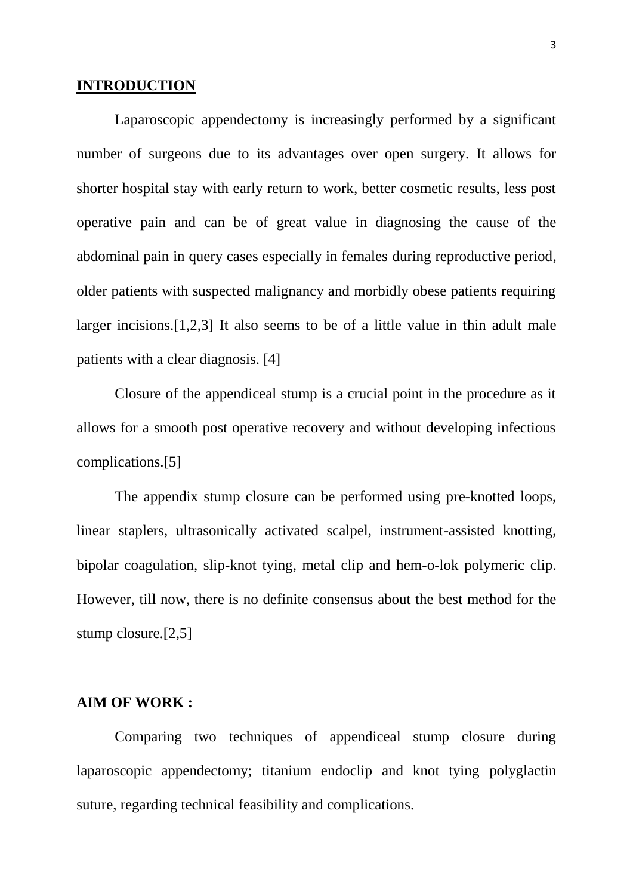## INTRODUCTION

Laparoscopic appendectomy is increasingly performed by a significant number of surgeons due to its advantages over open surgery. It allows for shorter hospital stay with early return to work, better cosmetic results, less post operative pain and can be of great value in diagnosing the cause of the abdominal pain in query cases especially in females during reproductive period, older patients with suspected malignancy and morbidly obese patients requiring larger incisions.[1,2,3] It also seems to be of a little value in thin adult male patients with a clear diagnosis. [4]

Closure of the appendiceal stump is a crucial point in the procedure as it allows for a smooth post operative recovery and without developing infectious complications.[5]

The appendix stump closure can be performed using pre-knotted loops, linear staplers, ultrasonically activated scalpel, instrument-assisted knotting, bipolar coagulation, slip-knot tying, metal clip and hem-o-lok polymeric clip. However, till now, there is no definite consensus about the best method for the stump closure.[2,5]

### AIM OF WORK :

Comparing two techniques of appendiceal stump closure during laparoscopic appendectomy; titanium endoclip and knot tying polyglactin suture, regarding technical feasibility and complications.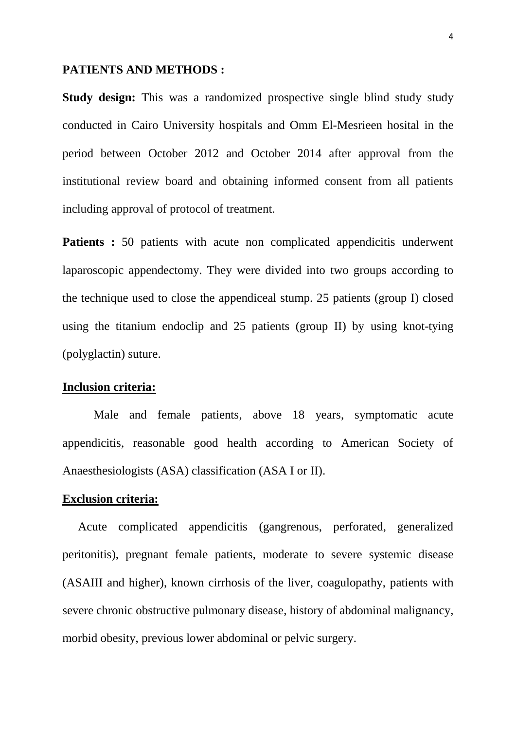**PATIENTS AND METHODS :**

**Study design:** This was a randomized prospective single blind study study conducted in Cairo University hospitals and Omm El-Mesrieen hosital in the period between October 2012 and October 2014 after approval from the institutional review board and obtaining informed consent from all patients including approval of protocol of treatment.

**Patients :** 50 patients with acute non complicated appendicitis underwent laparoscopic appendectomy. They were divided into two groups according to the technique used to close the appendiceal stump. 25 patients (group I) closed using the titanium endoclip and 25 patients (group II) by using knot-tying (polyglactin) suture.

**Inclusion criteria:**

Male and female patients, above 18 years, symptomatic acute appendicitis, reasonable good health according to American Society of Anaesthesiologists (ASA) classification (ASA I or II).

**Exclusion criteria:**

Acute complicated appendicitis (gangrenous, perforated, generalized peritonitis), pregnant female patients, moderate to severe systemic disease (ASAIII and higher), known cirrhosis of the liver, coagulopathy, patients with severe chronic obstructive pulmonary disease, history of abdominal malignancy, morbid obesity, previous lower abdominal or pelvic surgery.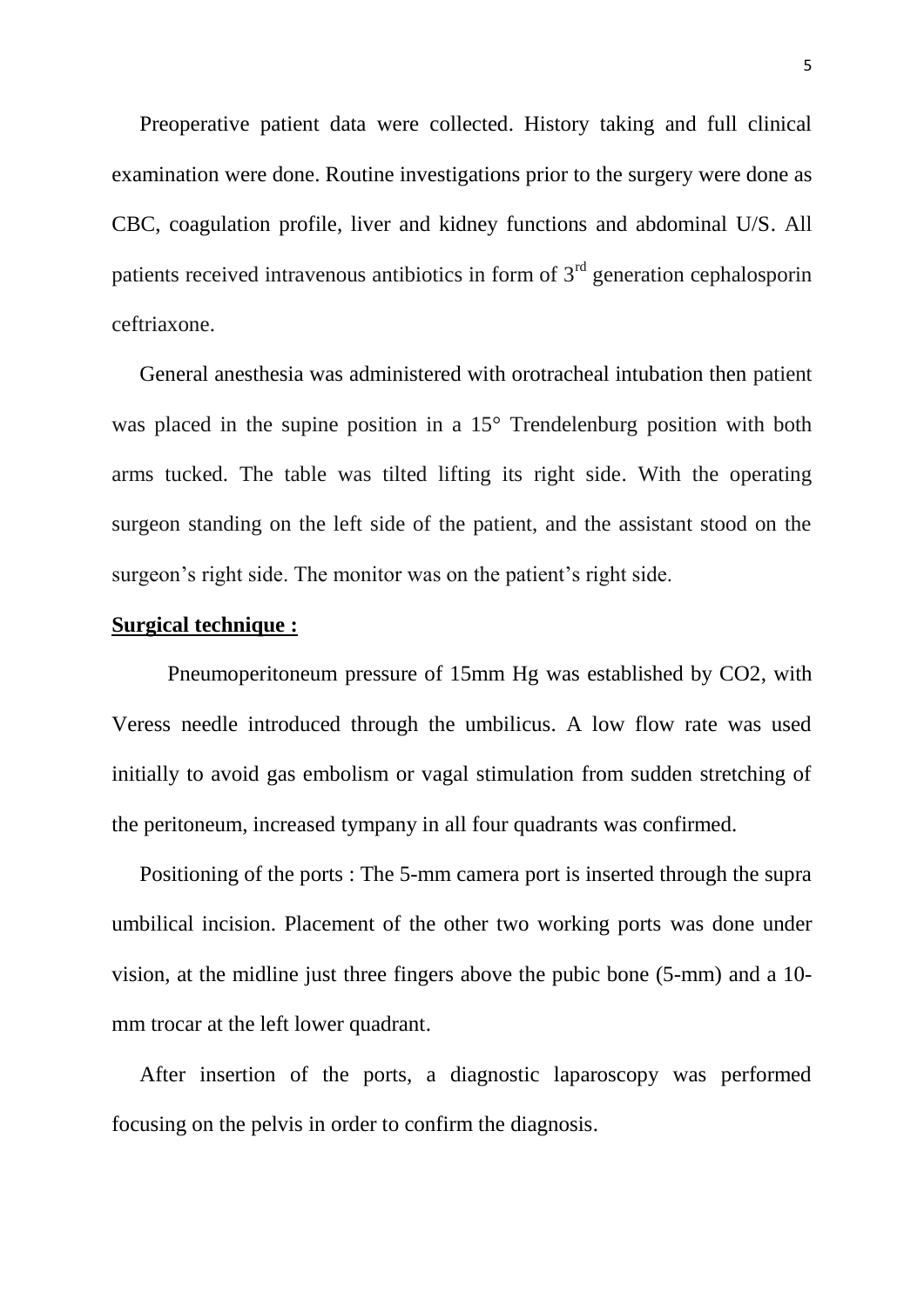Preoperative patient data were collected. History taking and full clinical examination were done. Routine investigations prior to the surgery were done as CBC, coagulation profile, liver and kidney functions and abdominal U/S. All patients received intravenous antibiotics in form of 3rd generation cephalosporin ceftriaxone.

General anesthesia was administered with orotracheal intubation then patient was placed in the supine position in a 15° Trendelenburg position with both arms tucked. The table was tilted lifting its right side. With the operating surgeon standing on the left side of the patient, and the assistant stood on the surgeon's right side. The monitor was on the patient's right side.

**Surgical technique :**

Pneumoperitoneum pressure of 15mm Hg was established by $CO_2$, with Veress needle introduced through the umbilicus. A low flow rate was used initially to avoid gas embolism or vagal stimulation from sudden stretching of the peritoneum, increased tympany in all four quadrants was confirmed.

Positioning of the ports : The 5-mm camera port is inserted through the supra umbilical incision. Placement of the other two working ports was done under vision, at the midline just three fingers above the pubic bone (5-mm) and a 10-mm trocar at the left lower quadrant.

After insertion of the ports, a diagnostic laparoscopy was performed focusing on the pelvis in order to confirm the diagnosis.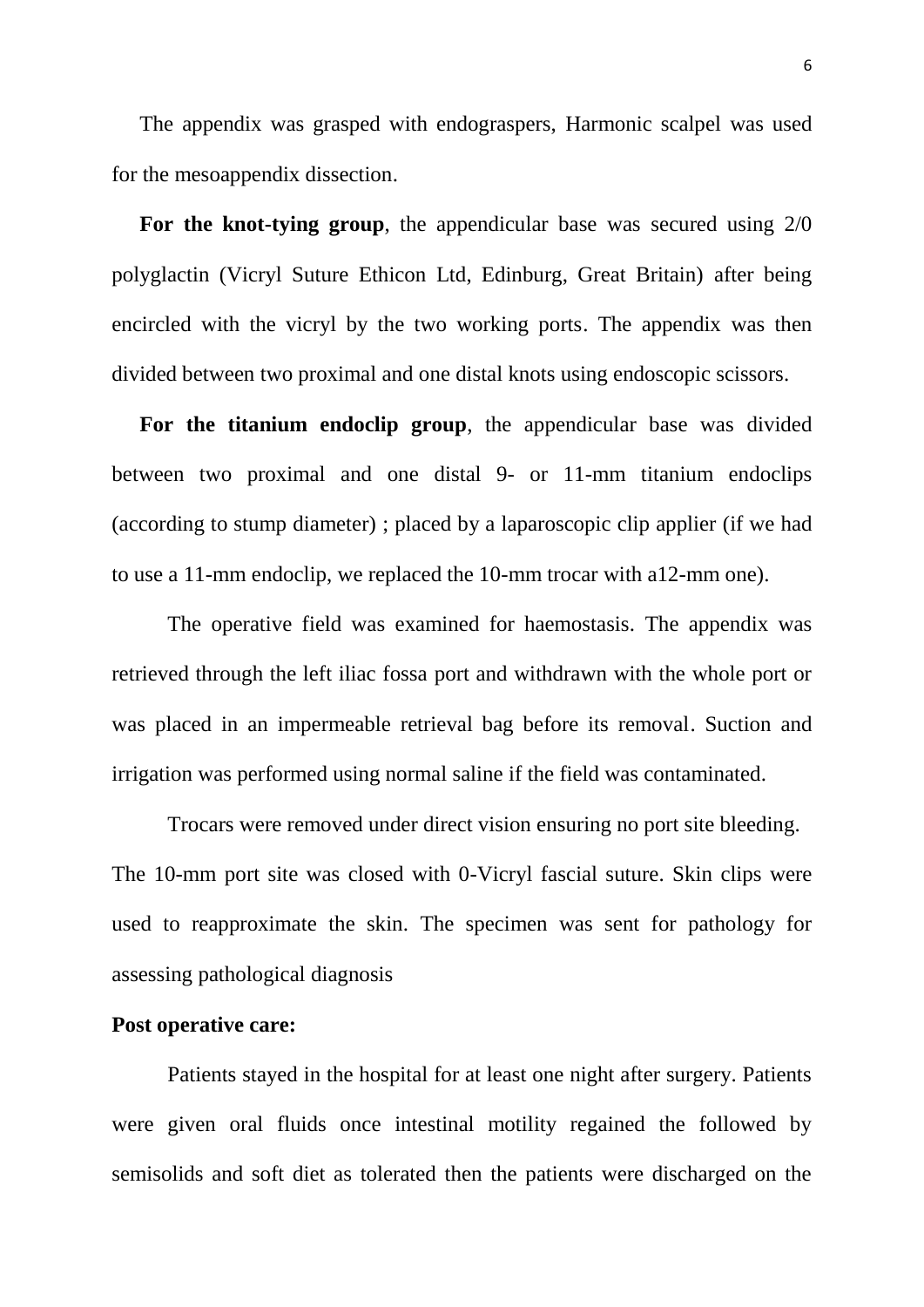The appendix was grasped with endograspers, Harmonic scalpel was used for the mesoappendix dissection.

**For the knot-tying group**, the appendicular base was secured using 2/0 polyglactin (Vicryl Suture Ethicon Ltd, Edinburg, Great Britain) after being encircled with the vicryl by the two working ports. The appendix was then divided between two proximal and one distal knots using endoscopic scissors.

**For the titanium endoclip group**, the appendicular base was divided between two proximal and one distal 9- or 11-mm titanium endoclips (according to stump diameter) ; placed by a laparoscopic clip applier (if we had to use a 11-mm endoclip, we replaced the 10-mm trocar with a12-mm one).

The operative field was examined for haemostasis. The appendix was retrieved through the left iliac fossa port and withdrawn with the whole port or was placed in an impermeable retrieval bag before its removal. Suction and irrigation was performed using normal saline if the field was contaminated.

Trocars were removed under direct vision ensuring no port site bleeding. The 10-mm port site was closed with 0-Vicryl fascial suture. Skin clips were used to reapproximate the skin. The specimen was sent for pathology for assessing pathological diagnosis

**Post operative care:**

Patients stayed in the hospital for at least one night after surgery. Patients were given oral fluids once intestinal motility regained the followed by semisolids and soft diet as tolerated then the patients were discharged on the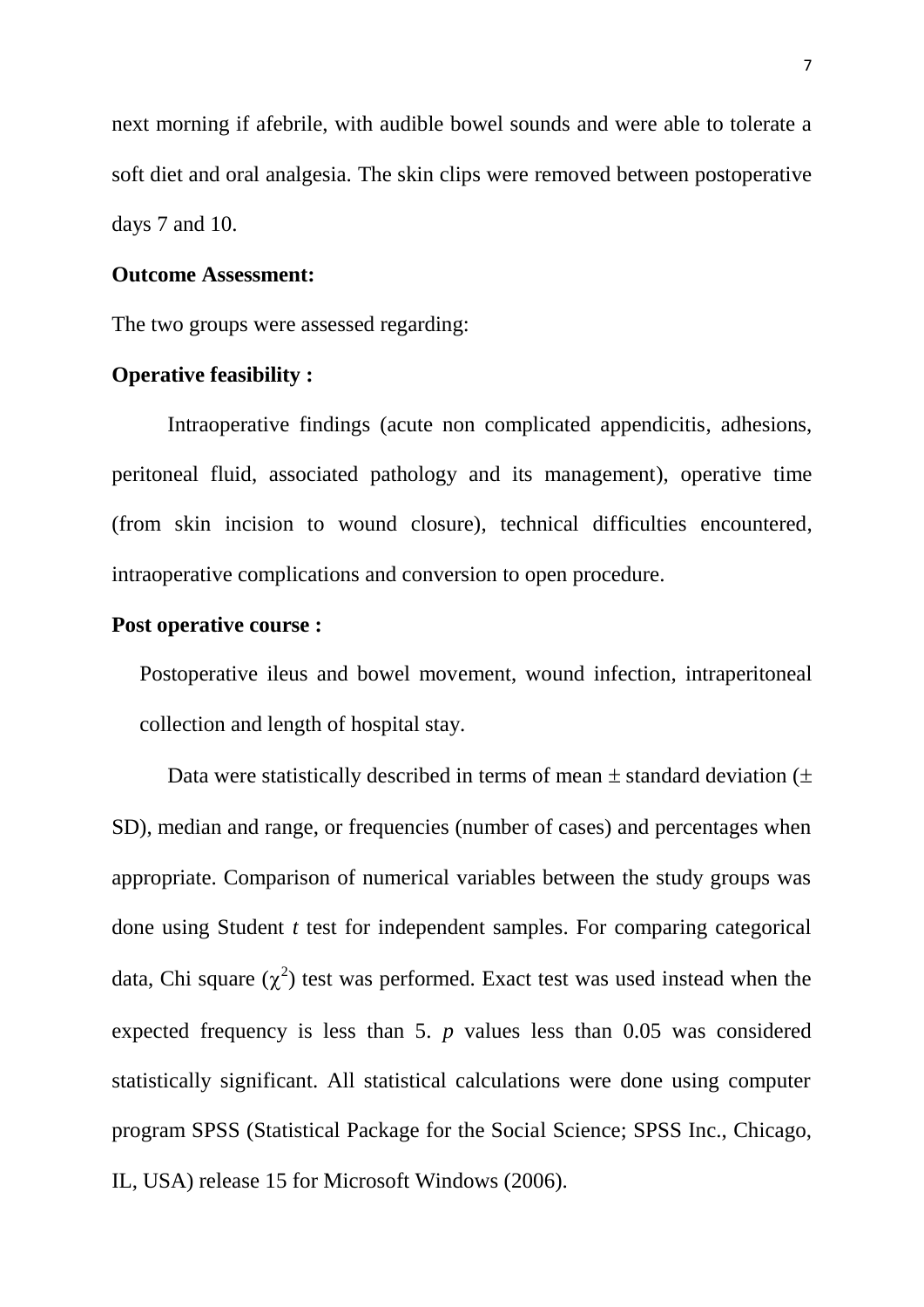next morning if afebrile, with audible bowel sounds and were able to tolerate a soft diet and oral analgesia. The skin clips were removed between postoperative days 7 and 10.

**Outcome Assessment:**

The two groups were assessed regarding:

**Operative feasibility :**

Intraoperative findings (acute non complicated appendicitis, adhesions, peritoneal fluid, associated pathology and its management), operative time (from skin incision to wound closure), technical difficulties encountered, intraoperative complications and conversion to open procedure.

**Post operative course :**

Postoperative ileus and bowel movement, wound infection, intraperitoneal collection and length of hospital stay.

Data were statistically described in terms of mean ± standard deviation (± SD), median and range, or frequencies (number of cases) and percentages when appropriate. Comparison of numerical variables between the study groups was done using Student *t* test for independent samples. For comparing categorical data, Chi square ($\chi^2$) test was performed. Exact test was used instead when the expected frequency is less than 5. *p* values less than 0.05 was considered statistically significant. All statistical calculations were done using computer program SPSS (Statistical Package for the Social Science; SPSS Inc., Chicago, IL, USA) release 15 for Microsoft Windows (2006).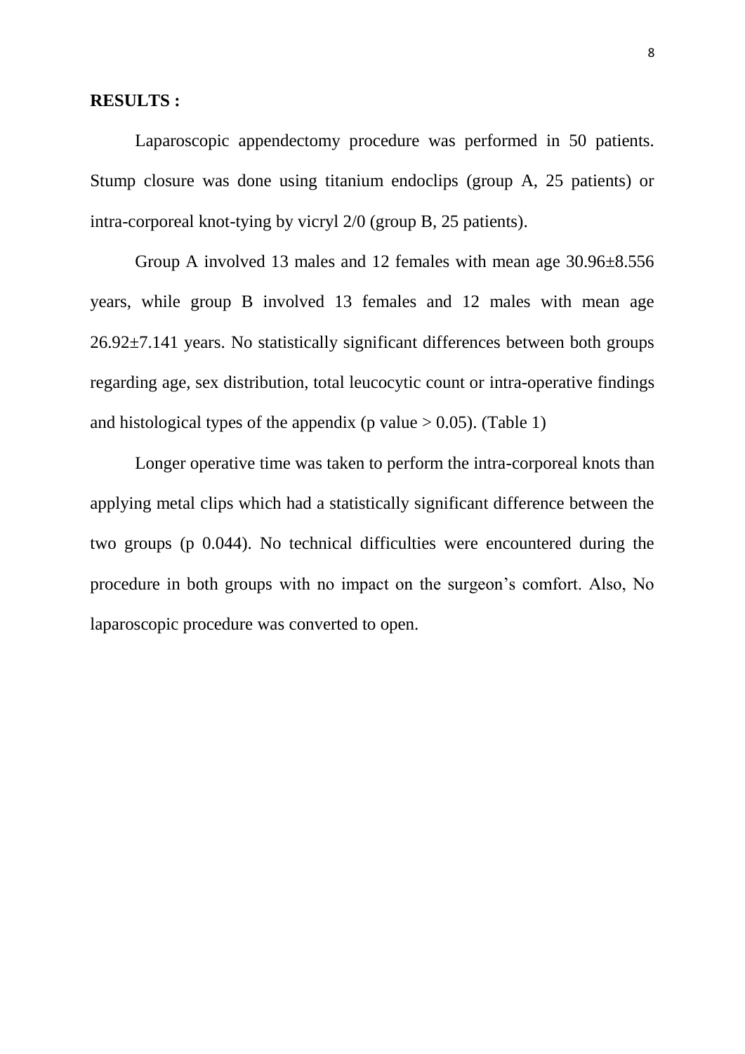**RESULTS :**

Laparoscopic appendectomy procedure was performed in 50 patients. Stump closure was done using titanium endoclips (group A, 25 patients) or intra-corporeal knot-tying by vicryl 2/0 (group B, 25 patients).

Group A involved 13 males and 12 females with mean age 30.96±8.556 years, while group B involved 13 females and 12 males with mean age 26.92±7.141 years. No statistically significant differences between both groups regarding age, sex distribution, total leucocytic count or intra-operative findings and histological types of the appendix (p value > 0.05). (Table 1)

Longer operative time was taken to perform the intra-corporeal knots than applying metal clips which had a statistically significant difference between the two groups (p 0.044). No technical difficulties were encountered during the procedure in both groups with no impact on the surgeon's comfort. Also, No laparoscopic procedure was converted to open.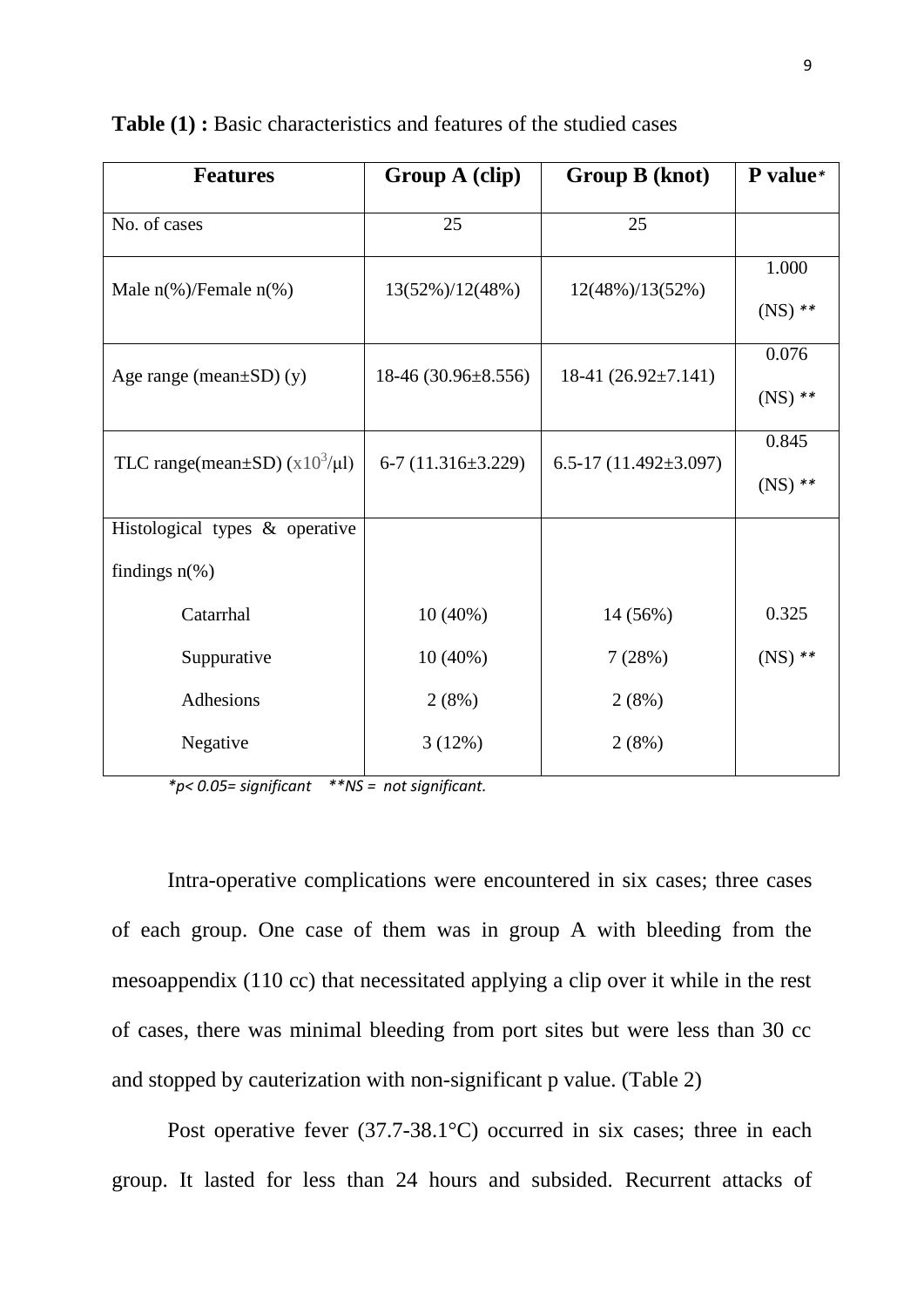**Table (1) :** Basic characteristics and features of the studied cases

| Features | Group A (clip) | Group B (knot) | P value* |
|---|---|---|---|
| No. of cases | 25 | 25 | |
| Male n(%)/Female n(%) | 13(52%)/12(48%) | 12(48%)/13(52%) | 1.000 (NS) ** |
| Age range (mean±SD) (y) | 18-46 (30.96±8.556) | 18-41 (26.92±7.141) | 0.076 (NS) ** |
| TLC range(mean±SD) ($x10^3$/µl) | 6-7 (11.316±3.229) | 6.5-17 (11.492±3.097) | 0.845 (NS) ** |
| Histological types & operative findings n(%) | | | |
| Catarrhal | 10 (40%) | 14 (56%) | 0.325 (NS) ** |
| Suppurative | 10 (40%) | 7 (28%) | |
| Adhesions | 2 (8%) | 2 (8%) | |
| Negative | 3 (12%) | 2 (8%) | |

*\*p< 0.05= significant \*\*NS = not significant.*

Intra-operative complications were encountered in six cases; three cases of each group. One case of them was in group A with bleeding from the mesoappendix (110 cc) that necessitated applying a clip over it while in the rest of cases, there was minimal bleeding from port sites but were less than 30 cc and stopped by cauterization with non-significant p value. (Table 2)

Post operative fever (37.7-38.1°C) occurred in six cases; three in each group. It lasted for less than 24 hours and subsided. Recurrent attacks of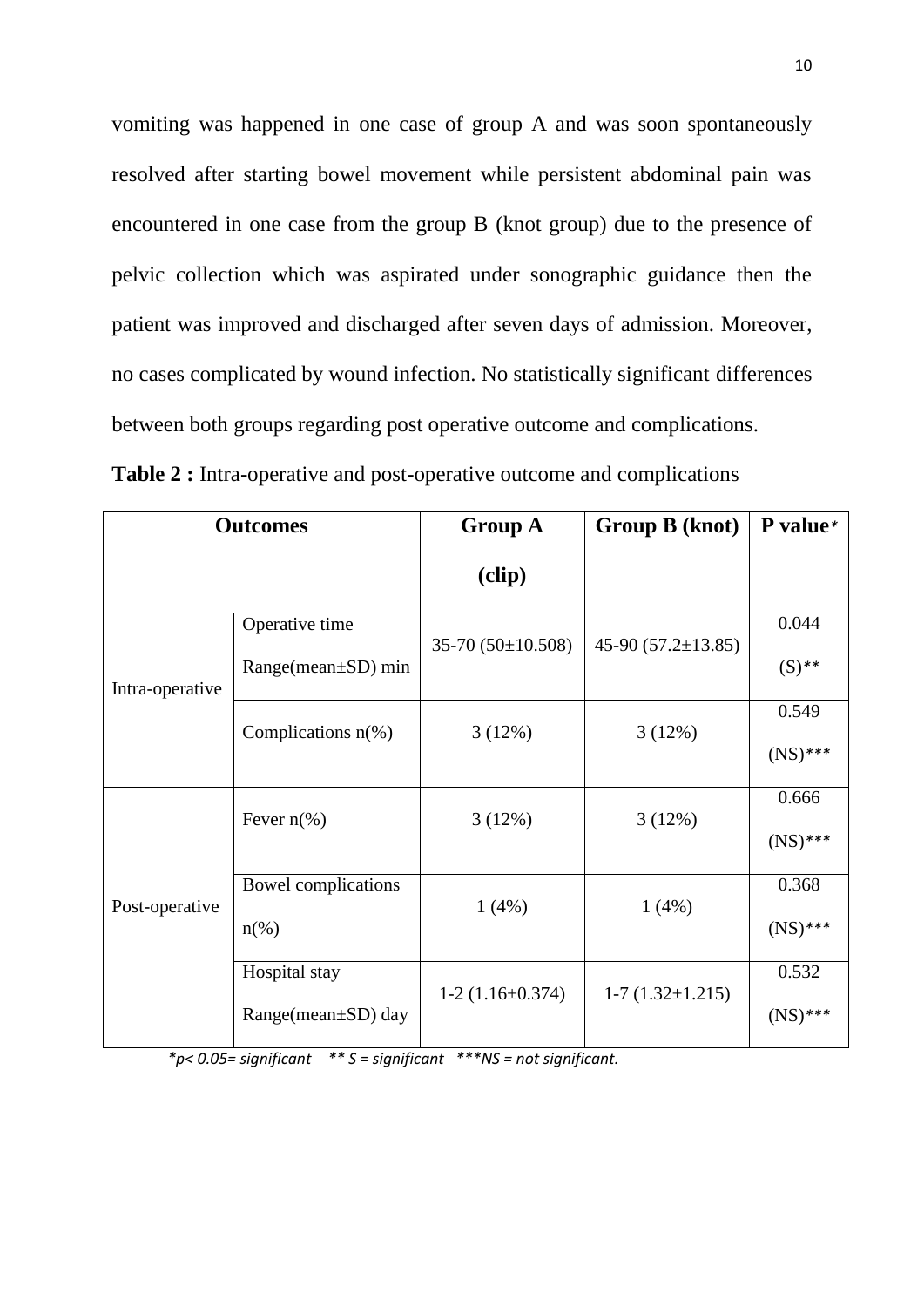vomiting was happened in one case of group A and was soon spontaneously resolved after starting bowel movement while persistent abdominal pain was encountered in one case from the group B (knot group) due to the presence of pelvic collection which was aspirated under sonographic guidance then the patient was improved and discharged after seven days of admission. Moreover, no cases complicated by wound infection. No statistically significant differences between both groups regarding post operative outcome and complications.

**Table 2 :** Intra-operative and post-operative outcome and complications

| Outcomes | | Group A (clip) | Group B (knot) | P value* |
|---|---|---|---|---|
| Intra-operative | Operative time Range(mean±SD) min | 35-70 (50±10.508) | 45-90 (57.2±13.85) | 0.044 (S)** |
| | Complications n(%) | 3 (12%) | 3 (12%) | 0.549 (NS)*** |
| Post-operative | Fever n(%) | 3 (12%) | 3 (12%) | 0.666 (NS)*** |
| | Bowel complications n(%) | 1 (4%) | 1 (4%) | 0.368 (NS)*** |
| | Hospital stay Range(mean±SD) day | 1-2 (1.16±0.374) | 1-7 (1.32±1.215) | 0.532 (NS)*** |

*$p < 0.05$= significant   ** S = significant   ***NS = not significant.*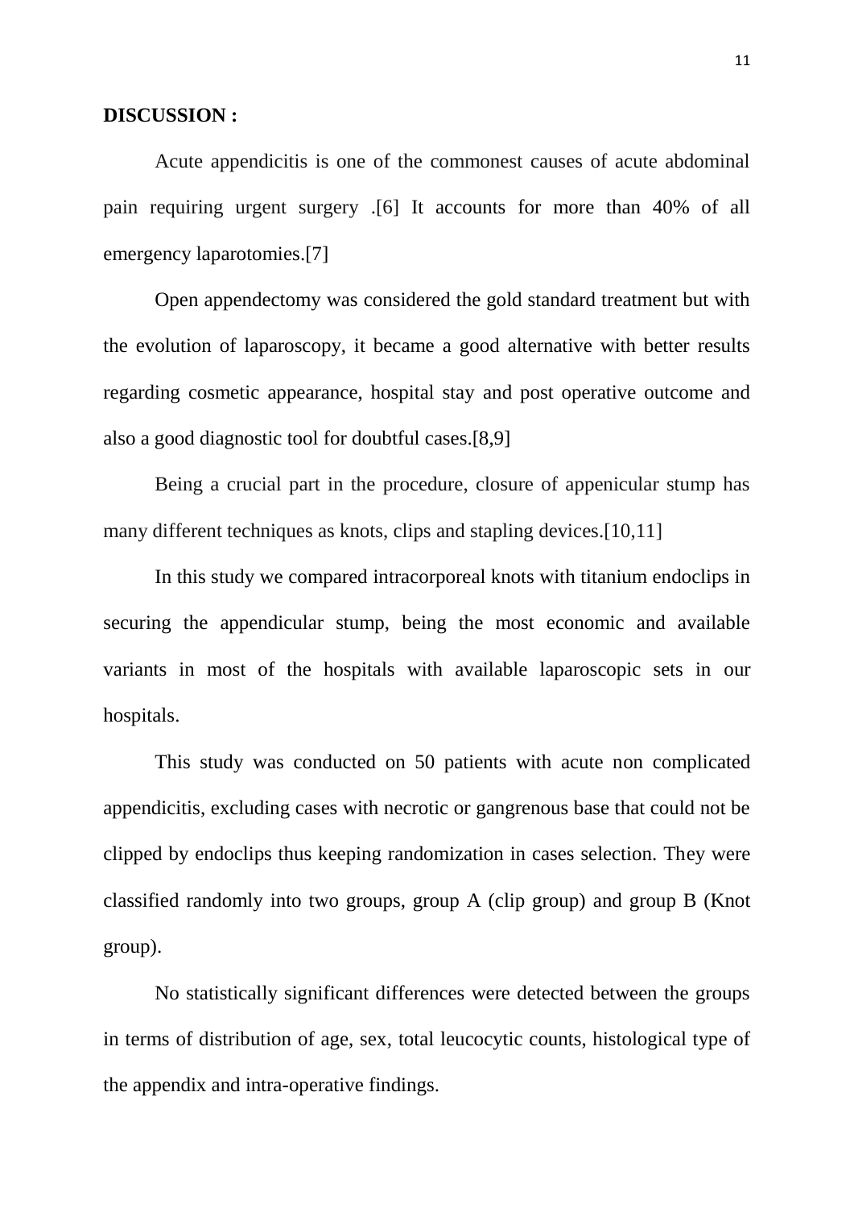**DISCUSSION :**

Acute appendicitis is one of the commonest causes of acute abdominal pain requiring urgent surgery .[6] It accounts for more than 40% of all emergency laparotomies.[7]

Open appendectomy was considered the gold standard treatment but with the evolution of laparoscopy, it became a good alternative with better results regarding cosmetic appearance, hospital stay and post operative outcome and also a good diagnostic tool for doubtful cases.[8,9]

Being a crucial part in the procedure, closure of appenicular stump has many different techniques as knots, clips and stapling devices.[10,11]

In this study we compared intracorporeal knots with titanium endoclips in securing the appendicular stump, being the most economic and available variants in most of the hospitals with available laparoscopic sets in our hospitals.

This study was conducted on 50 patients with acute non complicated appendicitis, excluding cases with necrotic or gangrenous base that could not be clipped by endoclips thus keeping randomization in cases selection. They were classified randomly into two groups, group A (clip group) and group B (Knot group).

No statistically significant differences were detected between the groups in terms of distribution of age, sex, total leucocytic counts, histological type of the appendix and intra-operative findings.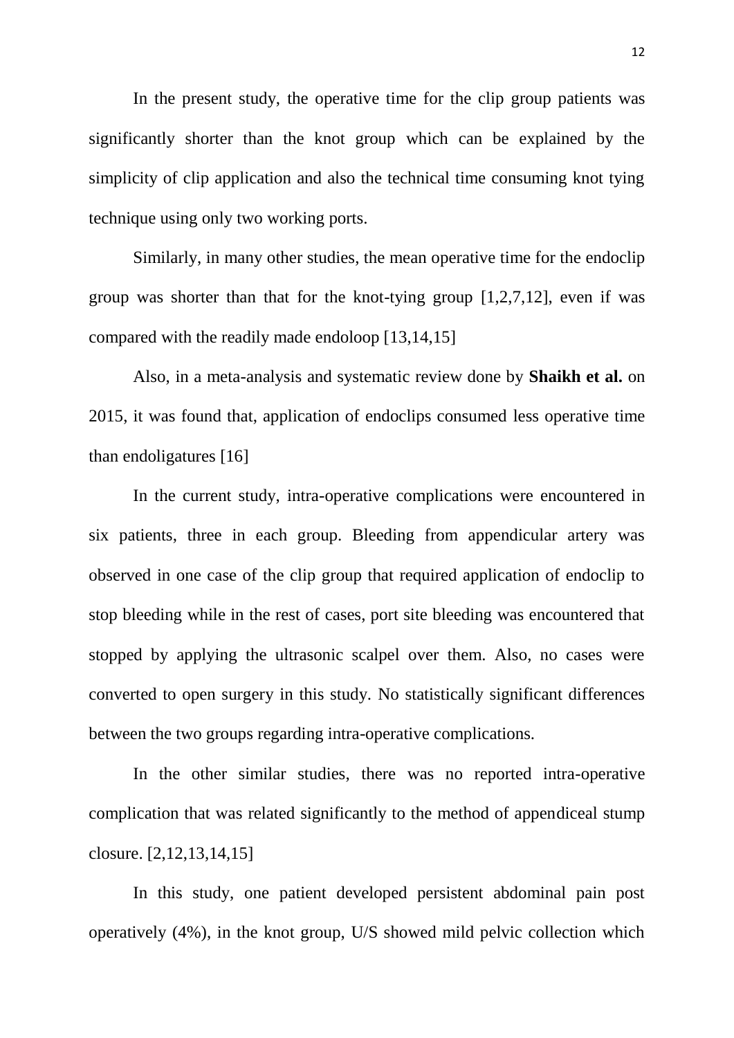In the present study, the operative time for the clip group patients was significantly shorter than the knot group which can be explained by the simplicity of clip application and also the technical time consuming knot tying technique using only two working ports.

Similarly, in many other studies, the mean operative time for the endoclip group was shorter than that for the knot-tying group [1,2,7,12], even if was compared with the readily made endoloop [13,14,15]

Also, in a meta-analysis and systematic review done by **Shaikh et al.** on 2015, it was found that, application of endoclips consumed less operative time than endoligatures [16]

In the current study, intra-operative complications were encountered in six patients, three in each group. Bleeding from appendicular artery was observed in one case of the clip group that required application of endoclip to stop bleeding while in the rest of cases, port site bleeding was encountered that stopped by applying the ultrasonic scalpel over them. Also, no cases were converted to open surgery in this study. No statistically significant differences between the two groups regarding intra-operative complications.

In the other similar studies, there was no reported intra-operative complication that was related significantly to the method of appendiceal stump closure. [2,12,13,14,15]

In this study, one patient developed persistent abdominal pain post operatively (4%), in the knot group, U/S showed mild pelvic collection which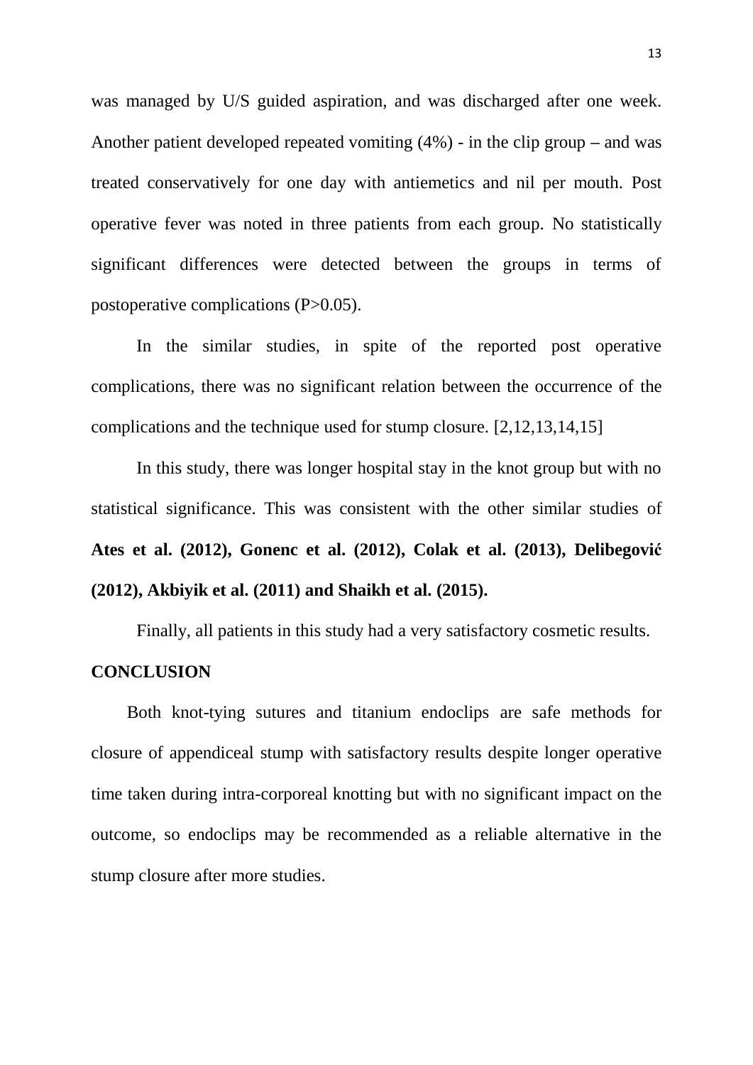was managed by U/S guided aspiration, and was discharged after one week. Another patient developed repeated vomiting (4%) - in the clip group – and was treated conservatively for one day with antiemetics and nil per mouth. Post operative fever was noted in three patients from each group. No statistically significant differences were detected between the groups in terms of postoperative complications (P>0.05).

In the similar studies, in spite of the reported post operative complications, there was no significant relation between the occurrence of the complications and the technique used for stump closure. [2,12,13,14,15]

In this study, there was longer hospital stay in the knot group but with no statistical significance. This was consistent with the other similar studies of **Ates et al. (2012), Gonenc et al. (2012), Colak et al. (2013), Delibegović (2012), Akbiyik et al. (2011) and Shaikh et al. (2015).**

Finally, all patients in this study had a very satisfactory cosmetic results.

## CONCLUSION

Both knot-tying sutures and titanium endoclips are safe methods for closure of appendiceal stump with satisfactory results despite longer operative time taken during intra-corporeal knotting but with no significant impact on the outcome, so endoclips may be recommended as a reliable alternative in the stump closure after more studies.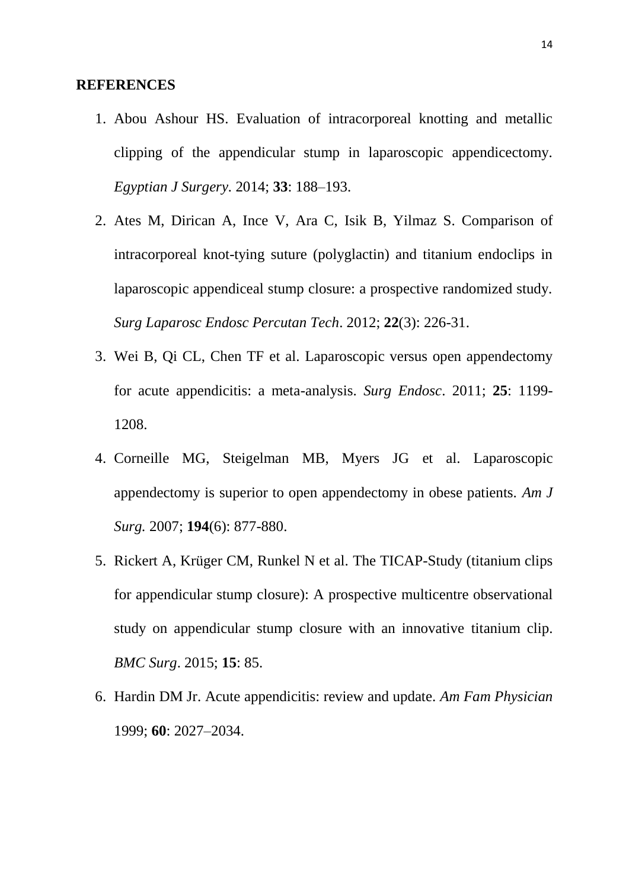**REFERENCES**

1. Abou Ashour HS. Evaluation of intracorporeal knotting and metallic clipping of the appendicular stump in laparoscopic appendicectomy. *Egyptian J Surgery*. 2014; **33**: 188–193.
2. Ates M, Dirican A, Ince V, Ara C, Isik B, Yilmaz S. Comparison of intracorporeal knot-tying suture (polyglactin) and titanium endoclips in laparoscopic appendiceal stump closure: a prospective randomized study. *Surg Laparosc Endosc Percutan Tech*. 2012; **22**(3): 226-31.
3. Wei B, Qi CL, Chen TF et al. Laparoscopic versus open appendectomy for acute appendicitis: a meta-analysis. *Surg Endosc*. 2011; **25**: 1199-1208.
4. Corneille MG, Steigelman MB, Myers JG et al. Laparoscopic appendectomy is superior to open appendectomy in obese patients. *Am J Surg.* 2007; **194**(6): 877-880.
5. Rickert A, Krüger CM, Runkel N et al. The TICAP-Study (titanium clips for appendicular stump closure): A prospective multicentre observational study on appendicular stump closure with an innovative titanium clip. *BMC Surg*. 2015; **15**: 85.
6. Hardin DM Jr. Acute appendicitis: review and update. *Am Fam Physician* 1999; **60**: 2027–2034.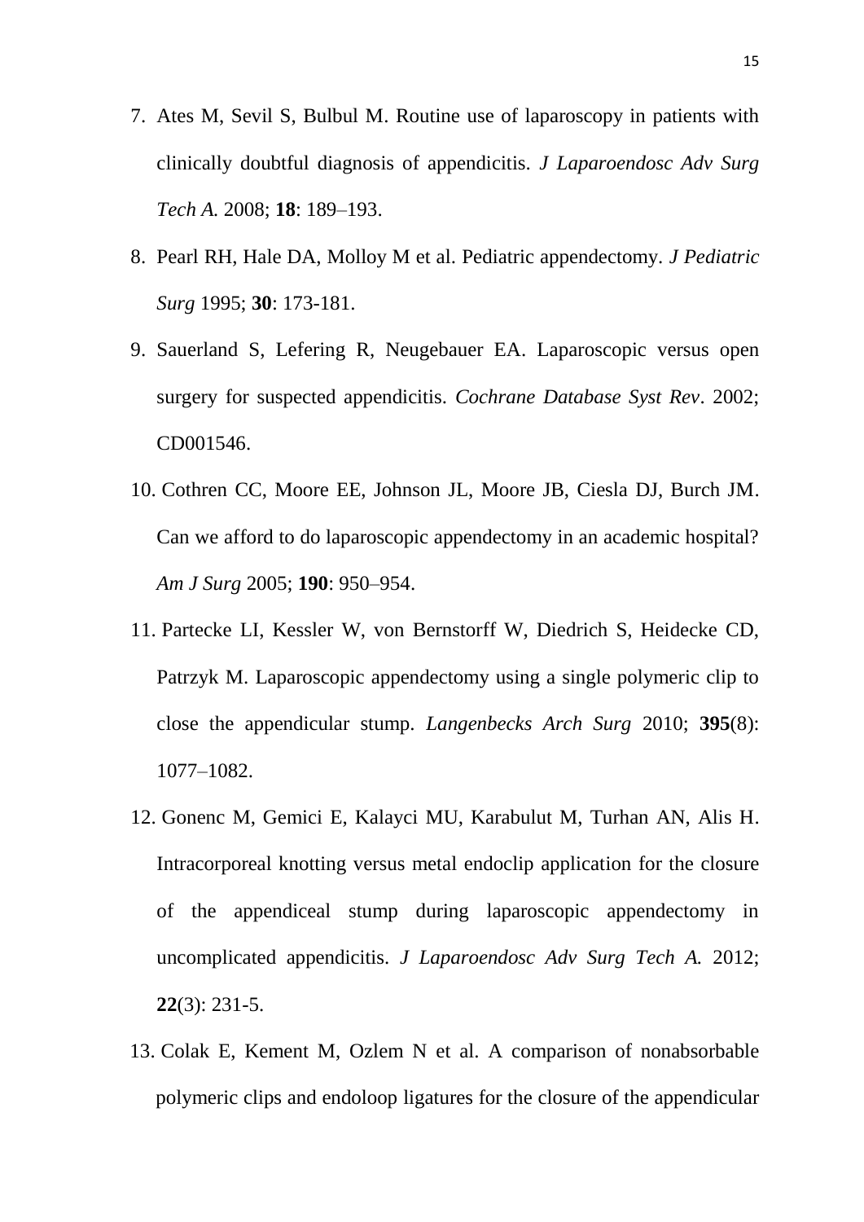7. Ates M, Sevil S, Bulbul M. Routine use of laparoscopy in patients with clinically doubtful diagnosis of appendicitis. *J Laparoendosc Adv Surg Tech A.* 2008; **18**: 189–193.
8. Pearl RH, Hale DA, Molloy M et al. Pediatric appendectomy. *J Pediatric Surg* 1995; **30**: 173-181.
9. Sauerland S, Lefering R, Neugebauer EA. Laparoscopic versus open surgery for suspected appendicitis. *Cochrane Database Syst Rev*. 2002; CD001546.
10. Cothren CC, Moore EE, Johnson JL, Moore JB, Ciesla DJ, Burch JM. Can we afford to do laparoscopic appendectomy in an academic hospital? *Am J Surg* 2005; **190**: 950–954.
11. Partecke LI, Kessler W, von Bernstorff W, Diedrich S, Heidecke CD, Patrzyk M. Laparoscopic appendectomy using a single polymeric clip to close the appendicular stump. *Langenbecks Arch Surg* 2010; **395**(8): 1077–1082.
12. Gonenc M, Gemici E, Kalayci MU, Karabulut M, Turhan AN, Alis H. Intracorporeal knotting versus metal endoclip application for the closure of the appendiceal stump during laparoscopic appendectomy in uncomplicated appendicitis. *J Laparoendosc Adv Surg Tech A.* 2012; **22**(3): 231-5.
13. Colak E, Kement M, Ozlem N et al. A comparison of nonabsorbable polymeric clips and endoloop ligatures for the closure of the appendicular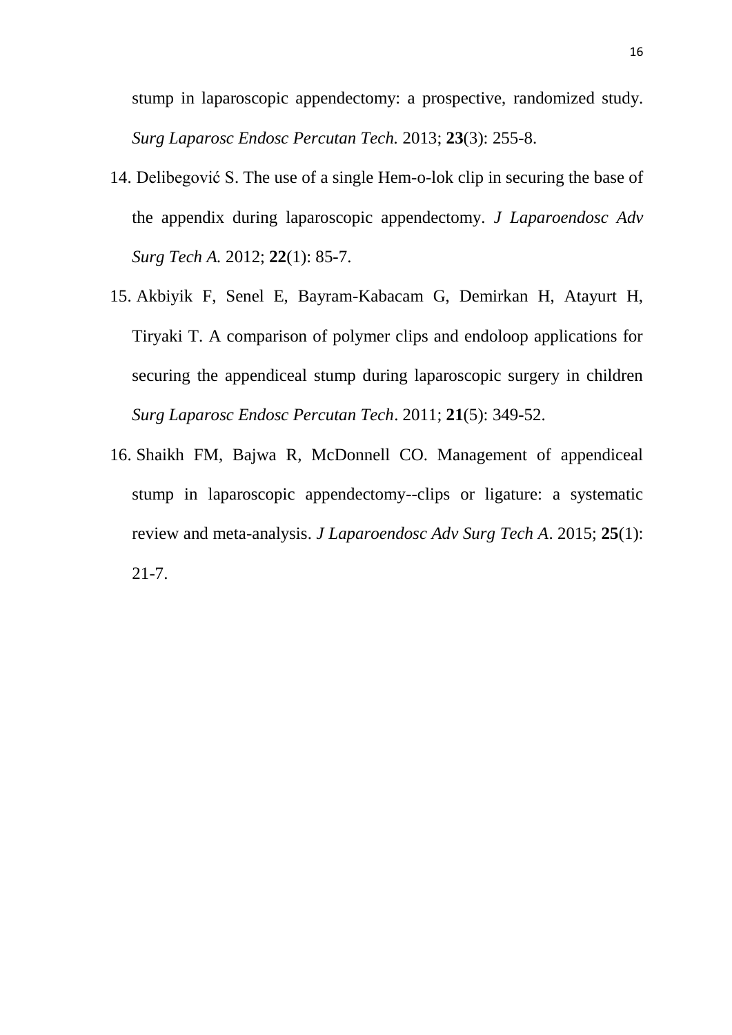stump in laparoscopic appendectomy: a prospective, randomized study. *Surg Laparosc Endosc Percutan Tech.* 2013; **23**(3): 255-8.

14. Delibegović S. The use of a single Hem-o-lok clip in securing the base of the appendix during laparoscopic appendectomy. *J Laparoendosc Adv Surg Tech A.* 2012; **22**(1): 85-7.

15. Akbiyik F, Senel E, Bayram-Kabacam G, Demirkan H, Atayurt H, Tiryaki T. A comparison of polymer clips and endoloop applications for securing the appendiceal stump during laparoscopic surgery in children *Surg Laparosc Endosc Percutan Tech*. 2011; **21**(5): 349-52.

16. Shaikh FM, Bajwa R, McDonnell CO. Management of appendiceal stump in laparoscopic appendectomy--clips or ligature: a systematic review and meta-analysis. *J Laparoendosc Adv Surg Tech A*. 2015; **25**(1): 21-7.